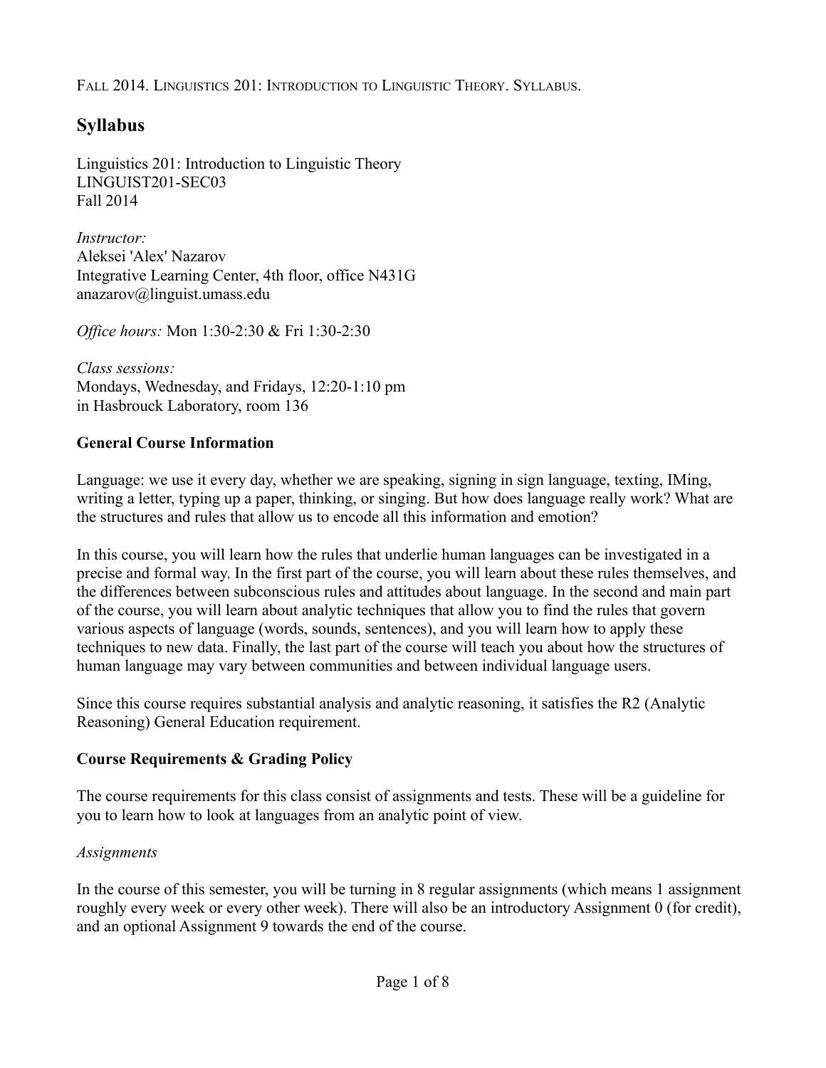# Syllabus

Linguistics 201: Introduction to Linguistic Theory
LINGUIST201-SEC03
Fall 2014

*Instructor:*
Aleksei 'Alex' Nazarov
Integrative Learning Center, 4th floor, office N431G
anazarov@linguist.umass.edu

*Office hours:* Mon 1:30-2:30 & Fri 1:30-2:30

*Class sessions:*
Mondays, Wednesday, and Fridays, 12:20-1:10 pm
in Hasbrouck Laboratory, room 136

## General Course Information

Language: we use it every day, whether we are speaking, signing in sign language, texting, IMing, writing a letter, typing up a paper, thinking, or singing. But how does language really work? What are the structures and rules that allow us to encode all this information and emotion?

In this course, you will learn how the rules that underlie human languages can be investigated in a precise and formal way. In the first part of the course, you will learn about these rules themselves, and the differences between subconscious rules and attitudes about language. In the second and main part of the course, you will learn about analytic techniques that allow you to find the rules that govern various aspects of language (words, sounds, sentences), and you will learn how to apply these techniques to new data. Finally, the last part of the course will teach you about how the structures of human language may vary between communities and between individual language users.

Since this course requires substantial analysis and analytic reasoning, it satisfies the R2 (Analytic Reasoning) General Education requirement.

## Course Requirements & Grading Policy

The course requirements for this class consist of assignments and tests. These will be a guideline for you to learn how to look at languages from an analytic point of view.

### *Assignments*

In the course of this semester, you will be turning in 8 regular assignments (which means 1 assignment roughly every week or every other week). There will also be an introductory Assignment 0 (for credit), and an optional Assignment 9 towards the end of the course.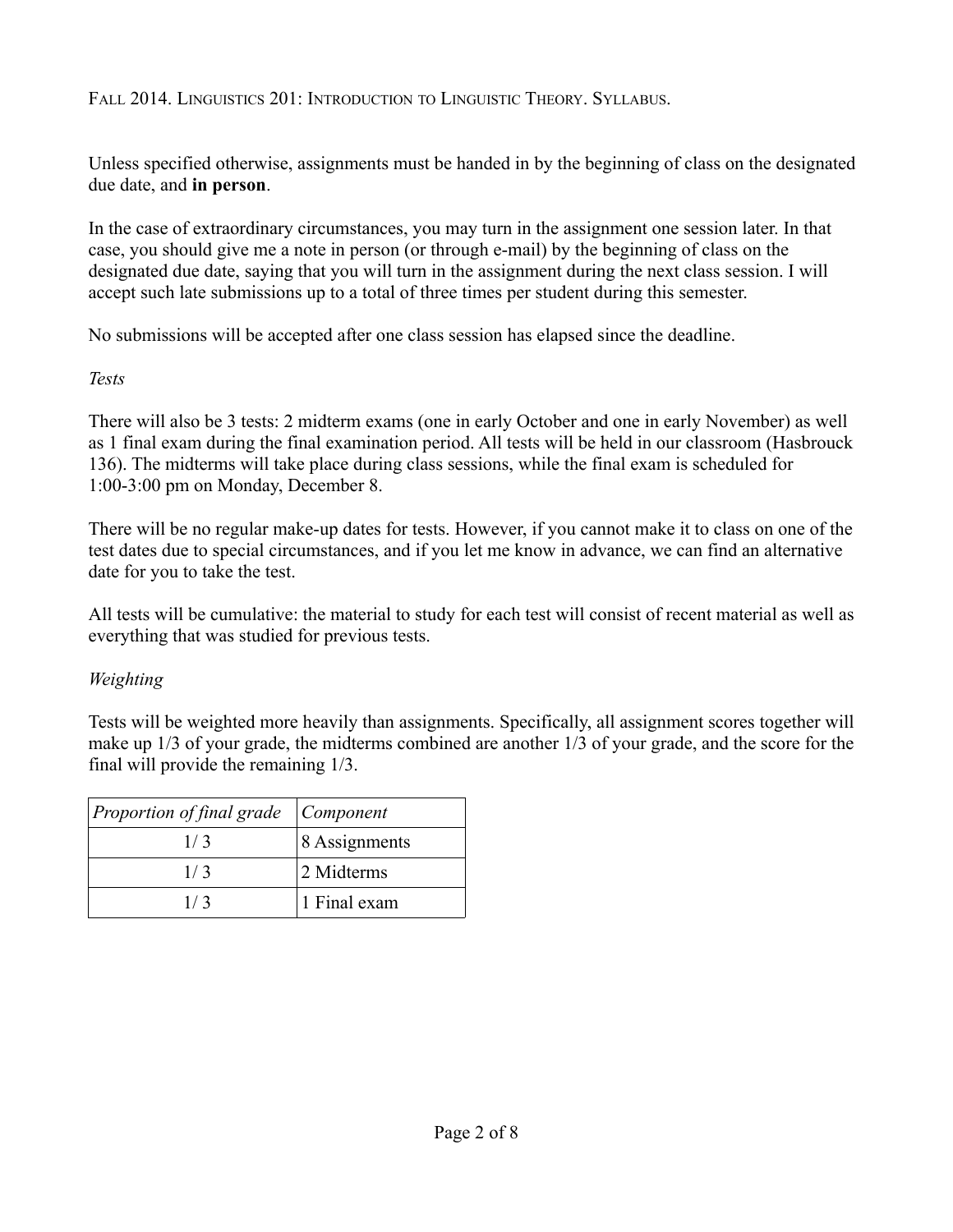Unless specified otherwise, assignments must be handed in by the beginning of class on the designated due date, and **in person**.

In the case of extraordinary circumstances, you may turn in the assignment one session later. In that case, you should give me a note in person (or through e-mail) by the beginning of class on the designated due date, saying that you will turn in the assignment during the next class session. I will accept such late submissions up to a total of three times per student during this semester.

No submissions will be accepted after one class session has elapsed since the deadline.

*Tests*

There will also be 3 tests: 2 midterm exams (one in early October and one in early November) as well as 1 final exam during the final examination period. All tests will be held in our classroom (Hasbrouck 136). The midterms will take place during class sessions, while the final exam is scheduled for 1:00-3:00 pm on Monday, December 8.

There will be no regular make-up dates for tests. However, if you cannot make it to class on one of the test dates due to special circumstances, and if you let me know in advance, we can find an alternative date for you to take the test.

All tests will be cumulative: the material to study for each test will consist of recent material as well as everything that was studied for previous tests.

*Weighting*

Tests will be weighted more heavily than assignments. Specifically, all assignment scores together will make up 1/3 of your grade, the midterms combined are another 1/3 of your grade, and the score for the final will provide the remaining 1/3.

| *Proportion of final grade* | *Component* |
|---|---|
| 1/ 3 | 8 Assignments |
| 1/ 3 | 2 Midterms |
| 1/ 3 | 1 Final exam |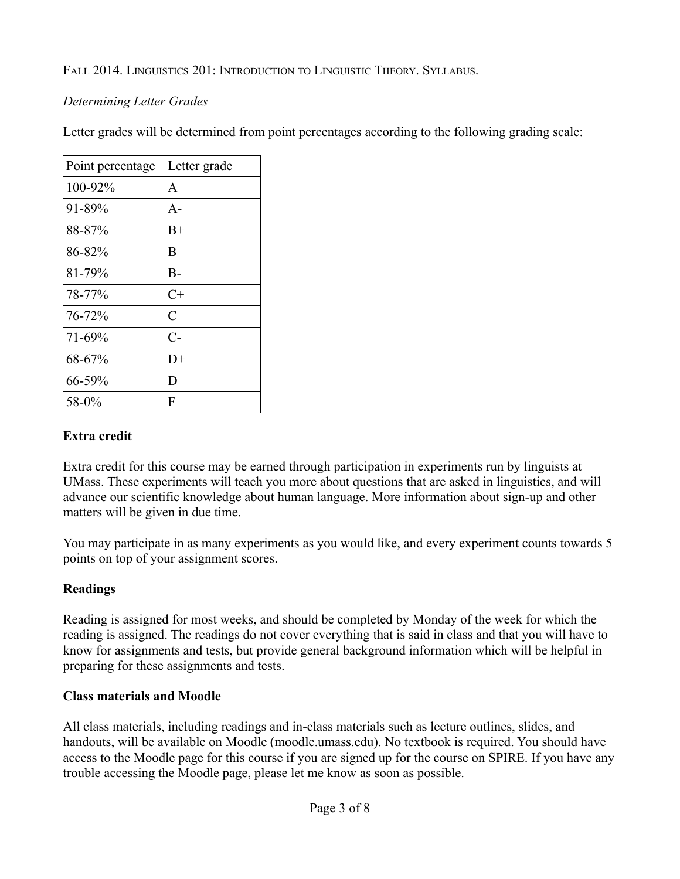FALL 2014. LINGUISTICS 201: INTRODUCTION TO LINGUISTIC THEORY. SYLLABUS.

*Determining Letter Grades*

Letter grades will be determined from point percentages according to the following grading scale:

| Point percentage | Letter grade |
|---|---|
| 100-92% | A |
| 91-89% | A- |
| 88-87% | B+ |
| 86-82% | B |
| 81-79% | B- |
| 78-77% | C+ |
| 76-72% | C |
| 71-69% | C- |
| 68-67% | D+ |
| 66-59% | D |
| 58-0% | F |

**Extra credit**

Extra credit for this course may be earned through participation in experiments run by linguists at UMass. These experiments will teach you more about questions that are asked in linguistics, and will advance our scientific knowledge about human language. More information about sign-up and other matters will be given in due time.

You may participate in as many experiments as you would like, and every experiment counts towards 5 points on top of your assignment scores.

**Readings**

Reading is assigned for most weeks, and should be completed by Monday of the week for which the reading is assigned. The readings do not cover everything that is said in class and that you will have to know for assignments and tests, but provide general background information which will be helpful in preparing for these assignments and tests.

**Class materials and Moodle**

All class materials, including readings and in-class materials such as lecture outlines, slides, and handouts, will be available on Moodle (moodle.umass.edu). No textbook is required. You should have access to the Moodle page for this course if you are signed up for the course on SPIRE. If you have any trouble accessing the Moodle page, please let me know as soon as possible.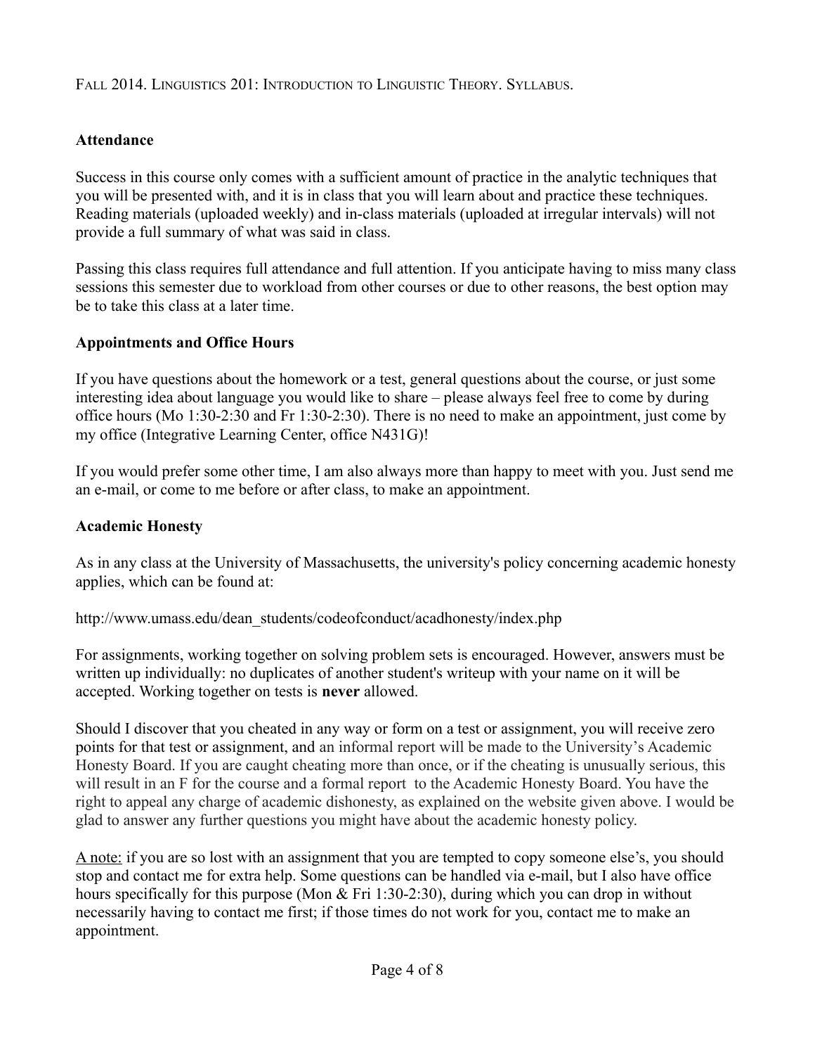Fall 2014. Linguistics 201: Introduction to Linguistic Theory. Syllabus.

## Attendance

Success in this course only comes with a sufficient amount of practice in the analytic techniques that you will be presented with, and it is in class that you will learn about and practice these techniques. Reading materials (uploaded weekly) and in-class materials (uploaded at irregular intervals) will not provide a full summary of what was said in class.

Passing this class requires full attendance and full attention. If you anticipate having to miss many class sessions this semester due to workload from other courses or due to other reasons, the best option may be to take this class at a later time.

## Appointments and Office Hours

If you have questions about the homework or a test, general questions about the course, or just some interesting idea about language you would like to share – please always feel free to come by during office hours (Mo 1:30-2:30 and Fr 1:30-2:30). There is no need to make an appointment, just come by my office (Integrative Learning Center, office N431G)!

If you would prefer some other time, I am also always more than happy to meet with you. Just send me an e-mail, or come to me before or after class, to make an appointment.

## Academic Honesty

As in any class at the University of Massachusetts, the university's policy concerning academic honesty applies, which can be found at:

http://www.umass.edu/dean_students/codeofconduct/acadhonesty/index.php

For assignments, working together on solving problem sets is encouraged. However, answers must be written up individually: no duplicates of another student's writeup with your name on it will be accepted. Working together on tests is **never** allowed.

Should I discover that you cheated in any way or form on a test or assignment, you will receive zero points for that test or assignment, and an informal report will be made to the University's Academic Honesty Board. If you are caught cheating more than once, or if the cheating is unusually serious, this will result in an F for the course and a formal report to the Academic Honesty Board. You have the right to appeal any charge of academic dishonesty, as explained on the website given above. I would be glad to answer any further questions you might have about the academic honesty policy.

<u>A note:</u> if you are so lost with an assignment that you are tempted to copy someone else's, you should stop and contact me for extra help. Some questions can be handled via e-mail, but I also have office hours specifically for this purpose (Mon & Fri 1:30-2:30), during which you can drop in without necessarily having to contact me first; if those times do not work for you, contact me to make an appointment.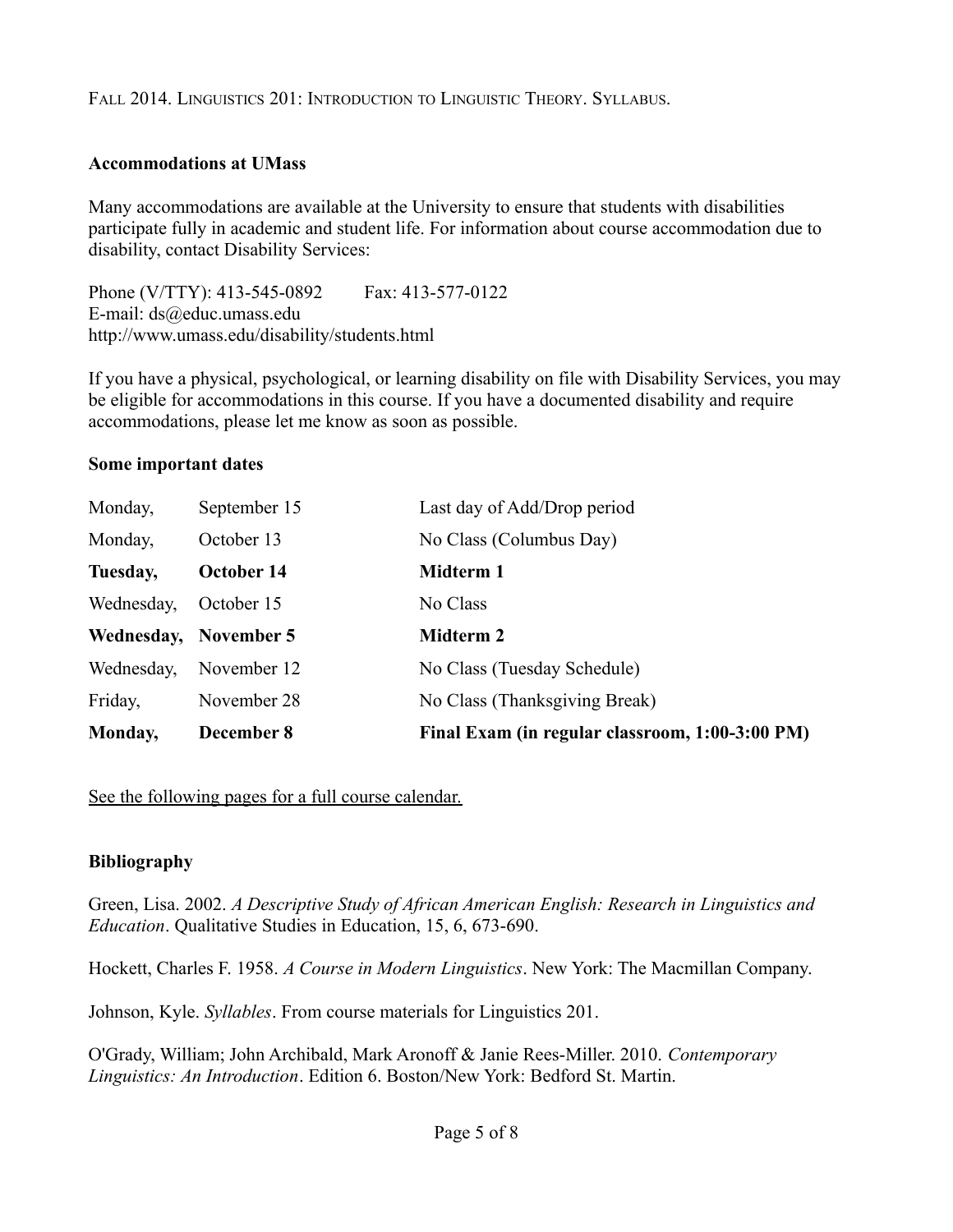FALL 2014. LINGUISTICS 201: INTRODUCTION TO LINGUISTIC THEORY. SYLLABUS.

**Accommodations at UMass**

Many accommodations are available at the University to ensure that students with disabilities participate fully in academic and student life. For information about course accommodation due to disability, contact Disability Services:

Phone (V/TTY): 413-545-0892 Fax: 413-577-0122
E-mail: ds@educ.umass.edu
http://www.umass.edu/disability/students.html

If you have a physical, psychological, or learning disability on file with Disability Services, you may be eligible for accommodations in this course. If you have a documented disability and require accommodations, please let me know as soon as possible.

**Some important dates**

| | | |
|---|---|---|
| Monday, | September 15 | Last day of Add/Drop period |
| Monday, | October 13 | No Class (Columbus Day) |
| **Tuesday,** | **October 14** | **Midterm 1** |
| Wednesday, | October 15 | No Class |
| **Wednesday,** | **November 5** | **Midterm 2** |
| Wednesday, | November 12 | No Class (Tuesday Schedule) |
| Friday, | November 28 | No Class (Thanksgiving Break) |
| **Monday,** | **December 8** | **Final Exam (in regular classroom, 1:00-3:00 PM)** |

<u>See the following pages for a full course calendar.</u>

**Bibliography**

Green, Lisa. 2002. *A Descriptive Study of African American English: Research in Linguistics and Education*. Qualitative Studies in Education, 15, 6, 673-690.

Hockett, Charles F. 1958. *A Course in Modern Linguistics*. New York: The Macmillan Company.

Johnson, Kyle. *Syllables*. From course materials for Linguistics 201.

O'Grady, William; John Archibald, Mark Aronoff & Janie Rees-Miller. 2010. *Contemporary Linguistics: An Introduction*. Edition 6. Boston/New York: Bedford St. Martin.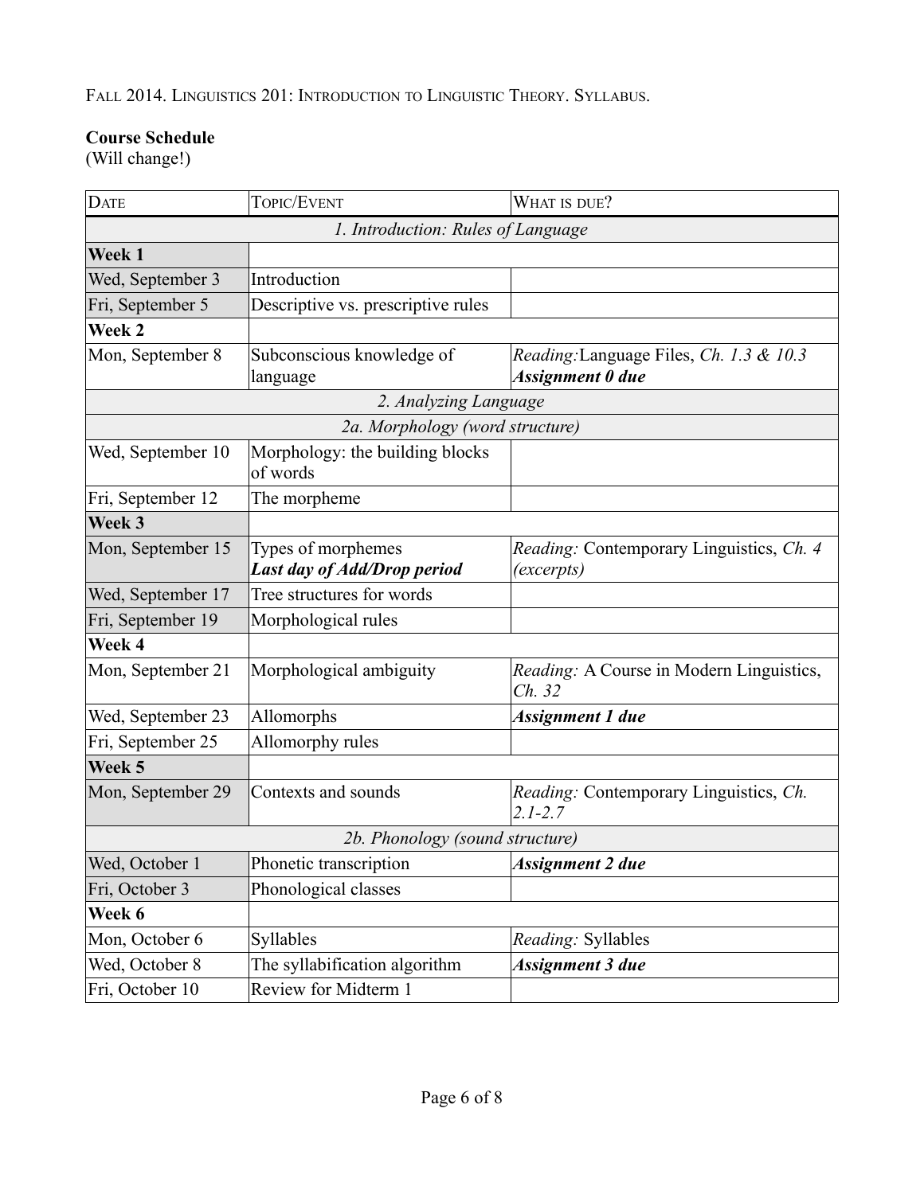Fall 2014. Linguistics 201: Introduction to Linguistic Theory. Syllabus.

**Course Schedule**
(Will change!)

| Date | Topic/Event | What is due? |
|---|---|---|
| *1. Introduction: Rules of Language* | | |
| **Week 1** | | |
| Wed, September 3 | Introduction | |
| Fri, September 5 | Descriptive vs. prescriptive rules | |
| **Week 2** | | |
| Mon, September 8 | Subconscious knowledge of language | *Reading:* Language Files, *Ch. 1.3 & 10.3* ***Assignment 0 due*** |
| *2. Analyzing Language* | | |
| *2a. Morphology (word structure)* | | |
| Wed, September 10 | Morphology: the building blocks of words | |
| Fri, September 12 | The morpheme | |
| **Week 3** | | |
| Mon, September 15 | Types of morphemes ***Last day of Add/Drop period*** | *Reading:* Contemporary Linguistics, *Ch. 4 (excerpts)* |
| Wed, September 17 | Tree structures for words | |
| Fri, September 19 | Morphological rules | |
| **Week 4** | | |
| Mon, September 21 | Morphological ambiguity | *Reading:* A Course in Modern Linguistics, *Ch. 32* |
| Wed, September 23 | Allomorphs | ***Assignment 1 due*** |
| Fri, September 25 | Allomorphy rules | |
| **Week 5** | | |
| Mon, September 29 | Contexts and sounds | *Reading:* Contemporary Linguistics, *Ch. 2.1-2.7* |
| *2b. Phonology (sound structure)* | | |
| Wed, October 1 | Phonetic transcription | ***Assignment 2 due*** |
| Fri, October 3 | Phonological classes | |
| **Week 6** | | |
| Mon, October 6 | Syllables | *Reading:* Syllables |
| Wed, October 8 | The syllabification algorithm | ***Assignment 3 due*** |
| Fri, October 10 | Review for Midterm 1 | |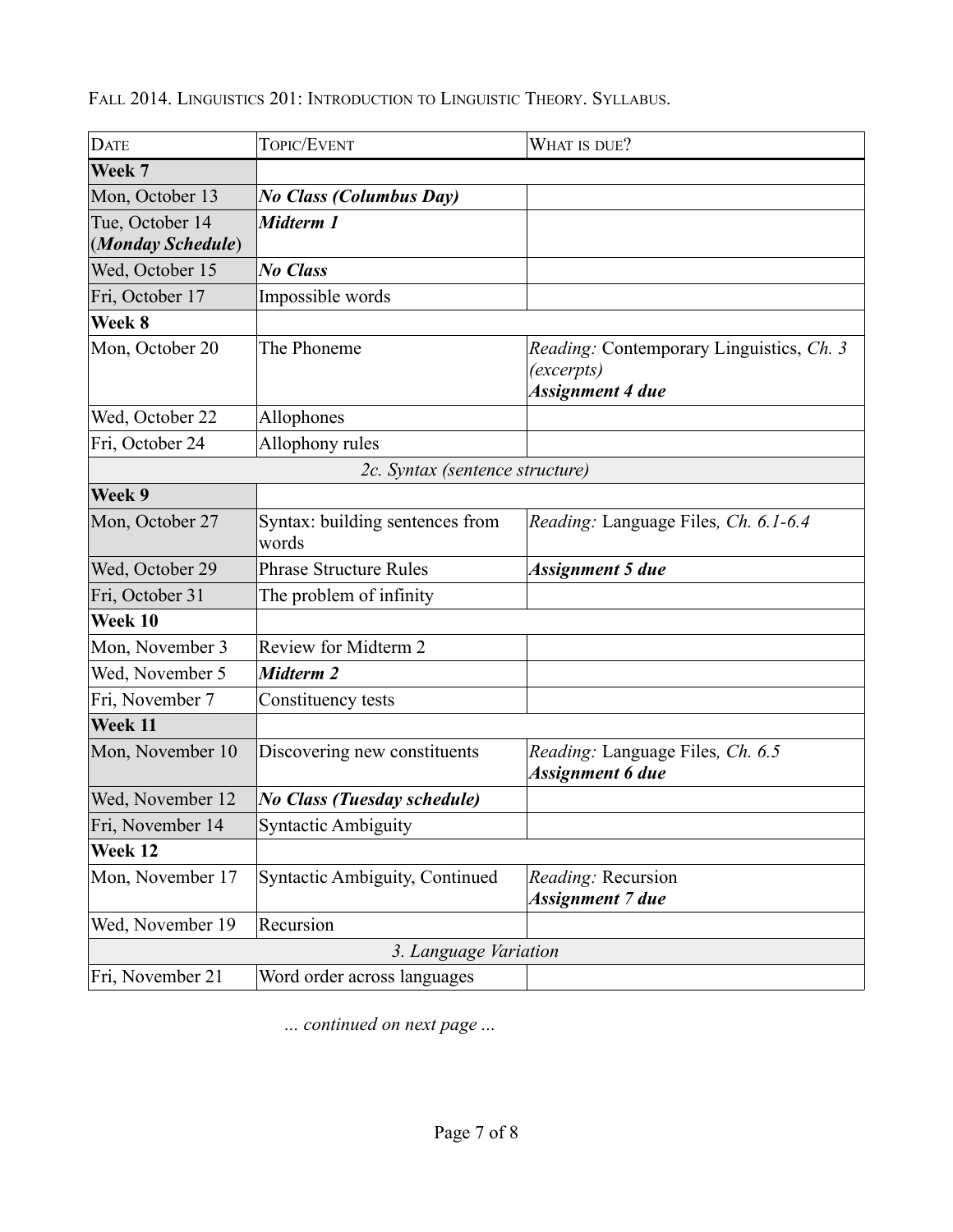FALL 2014. LINGUISTICS 201: INTRODUCTION TO LINGUISTIC THEORY. SYLLABUS.

| DATE | TOPIC/EVENT | WHAT IS DUE? |
|---|---|---|
| **Week 7** | | |
| Mon, October 13 | ***No Class (Columbus Day)*** | |
| Tue, October 14 (***Monday Schedule***) | ***Midterm 1*** | |
| Wed, October 15 | ***No Class*** | |
| Fri, October 17 | Impossible words | |
| **Week 8** | | |
| Mon, October 20 | The Phoneme | *Reading:* Contemporary Linguistics, *Ch. 3 (excerpts)* ***Assignment 4 due*** |
| Wed, October 22 | Allophones | |
| Fri, October 24 | Allophony rules | |
| *2c. Syntax (sentence structure)* | | |
| **Week 9** | | |
| Mon, October 27 | Syntax: building sentences from words | *Reading:* Language Files*, Ch. 6.1-6.4* |
| Wed, October 29 | Phrase Structure Rules | ***Assignment 5 due*** |
| Fri, October 31 | The problem of infinity | |
| **Week 10** | | |
| Mon, November 3 | Review for Midterm 2 | |
| Wed, November 5 | ***Midterm 2*** | |
| Fri, November 7 | Constituency tests | |
| **Week 11** | | |
| Mon, November 10 | Discovering new constituents | *Reading:* Language Files*, Ch. 6.5* ***Assignment 6 due*** |
| Wed, November 12 | ***No Class (Tuesday schedule)*** | |
| Fri, November 14 | Syntactic Ambiguity | |
| **Week 12** | | |
| Mon, November 17 | Syntactic Ambiguity, Continued | *Reading:* Recursion ***Assignment 7 due*** |
| Wed, November 19 | Recursion | |
| *3. Language Variation* | | |
| Fri, November 21 | Word order across languages | |

*... continued on next page ...*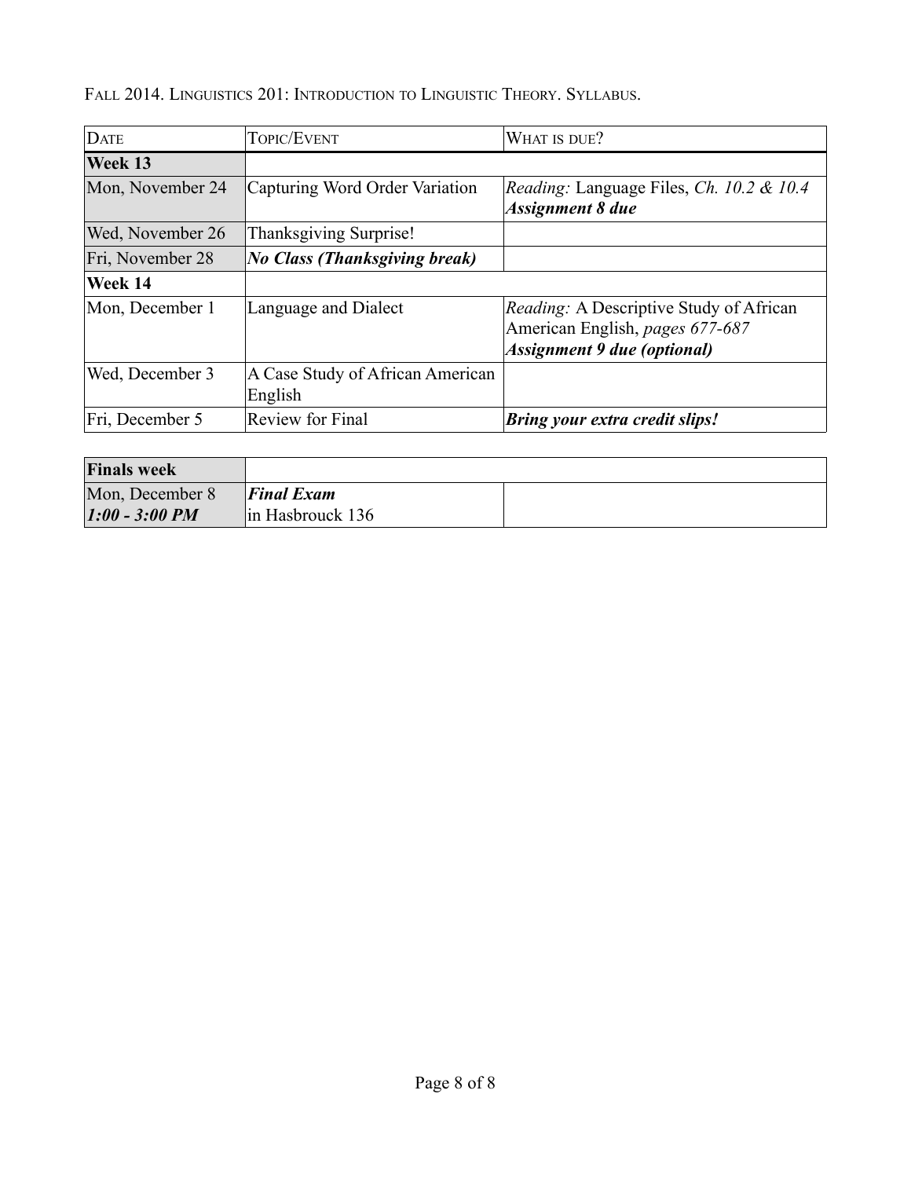Fall 2014. Linguistics 201: Introduction to Linguistic Theory. Syllabus.

| Date | Topic/Event | What is due? |
|---|---|---|
| **Week 13** | | |
| Mon, November 24 | Capturing Word Order Variation | *Reading:* Language Files, *Ch. 10.2 & 10.4* ***Assignment 8 due*** |
| Wed, November 26 | Thanksgiving Surprise! | |
| Fri, November 28 | ***No Class (Thanksgiving break)*** | |
| **Week 14** | | |
| Mon, December 1 | Language and Dialect | *Reading:* A Descriptive Study of African American English, *pages 677-687* ***Assignment 9 due (optional)*** |
| Wed, December 3 | A Case Study of African American English | |
| Fri, December 5 | Review for Final | ***Bring your extra credit slips!*** |

| | | |
|---|---|---|
| **Finals week** | | |
| Mon, December 8 ***1:00 - 3:00 PM*** | ***Final Exam*** in Hasbrouck 136 | |